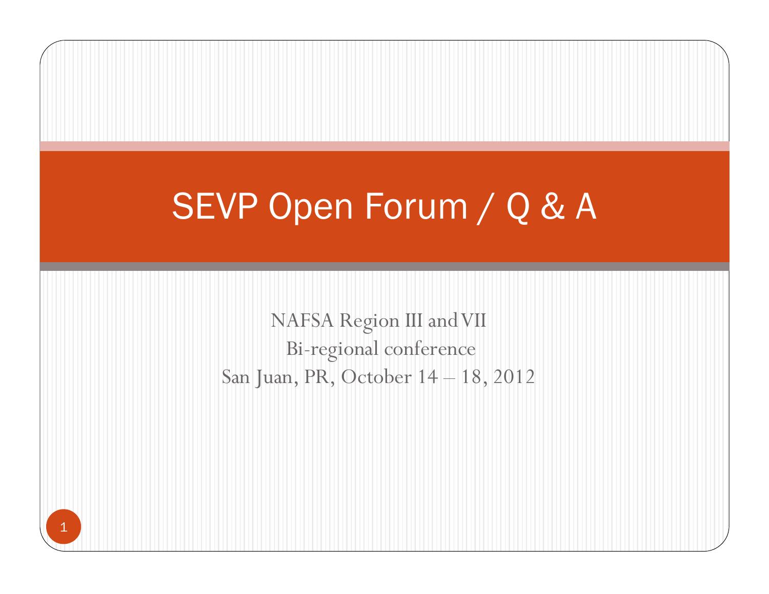# SEVP Open Forum / Q & A

NAFSA Region III and VII
Bi-regional conference
San Juan, PR, October 14 – 18, 2012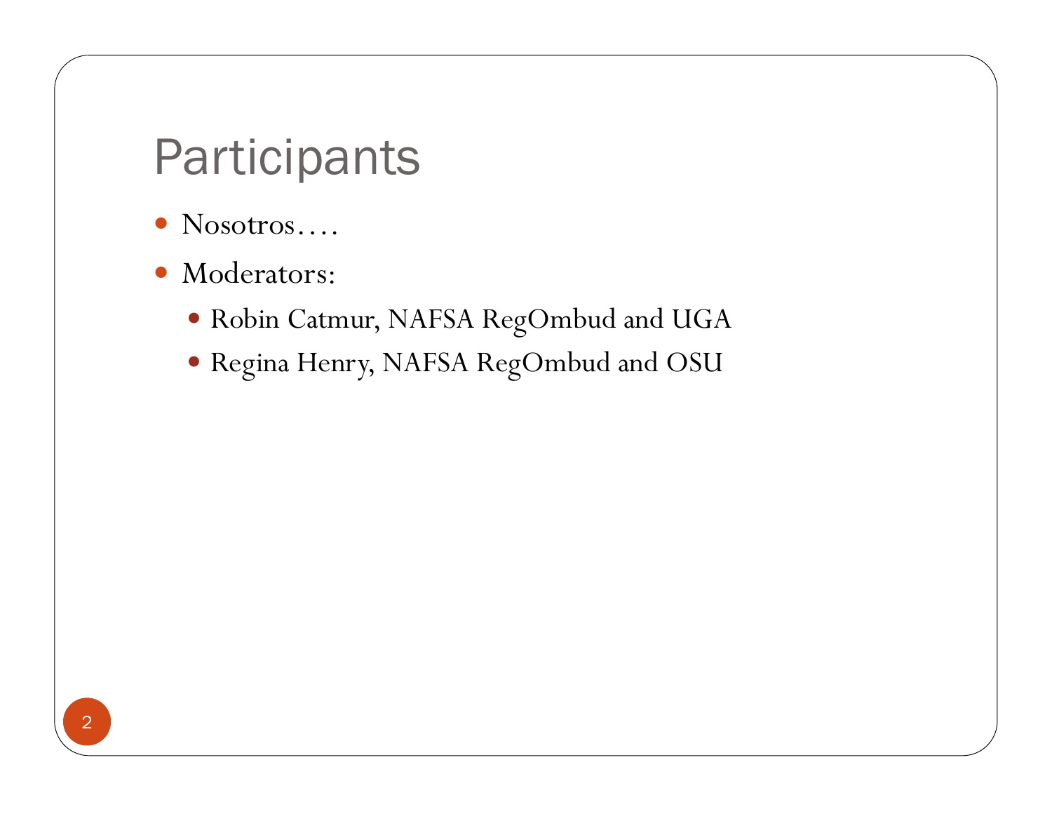# Participants

- Nosotros….
- Moderators:
  - Robin Catmur, NAFSA RegOmbud and UGA
  - Regina Henry, NAFSA RegOmbud and OSU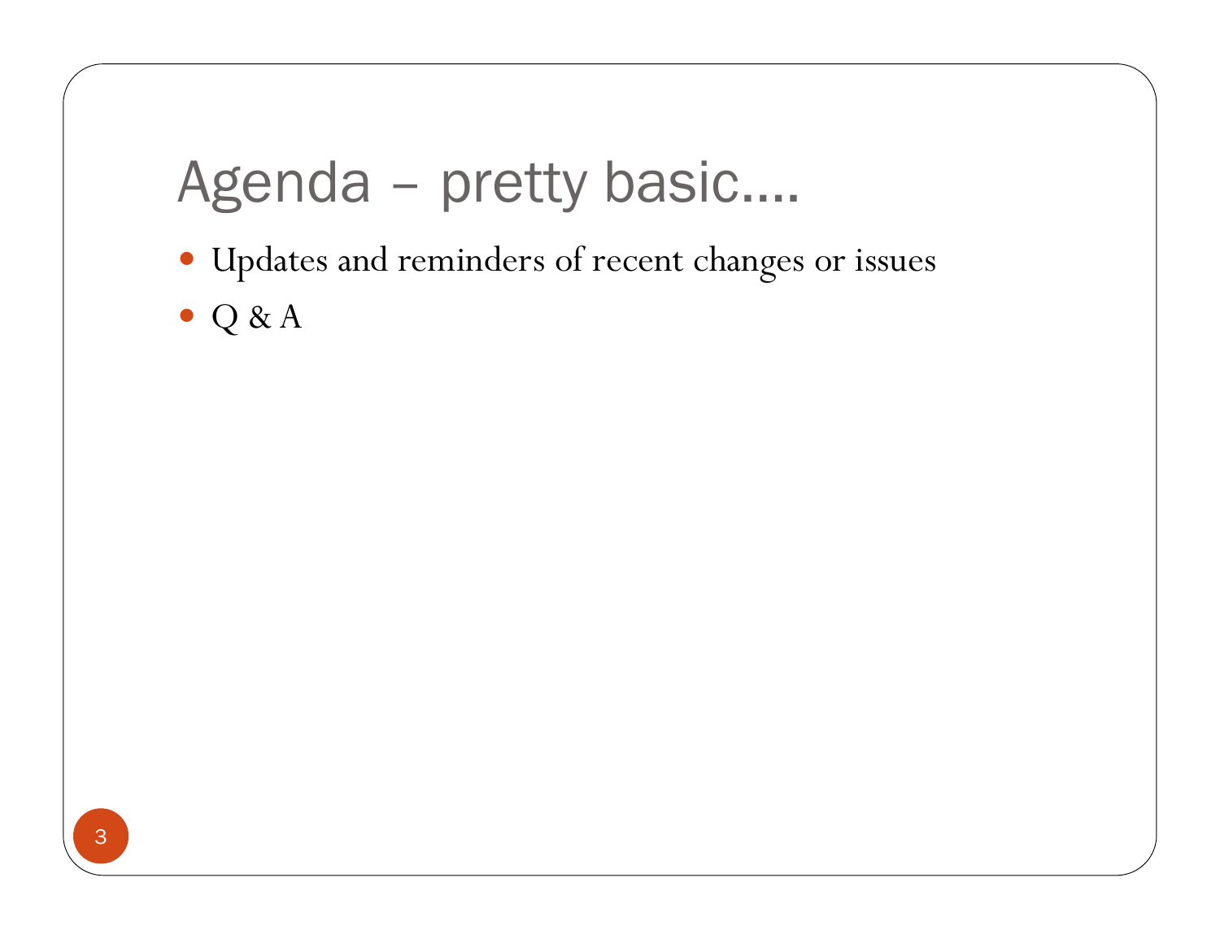# Agenda – pretty basic….

- Updates and reminders of recent changes or issues
- Q & A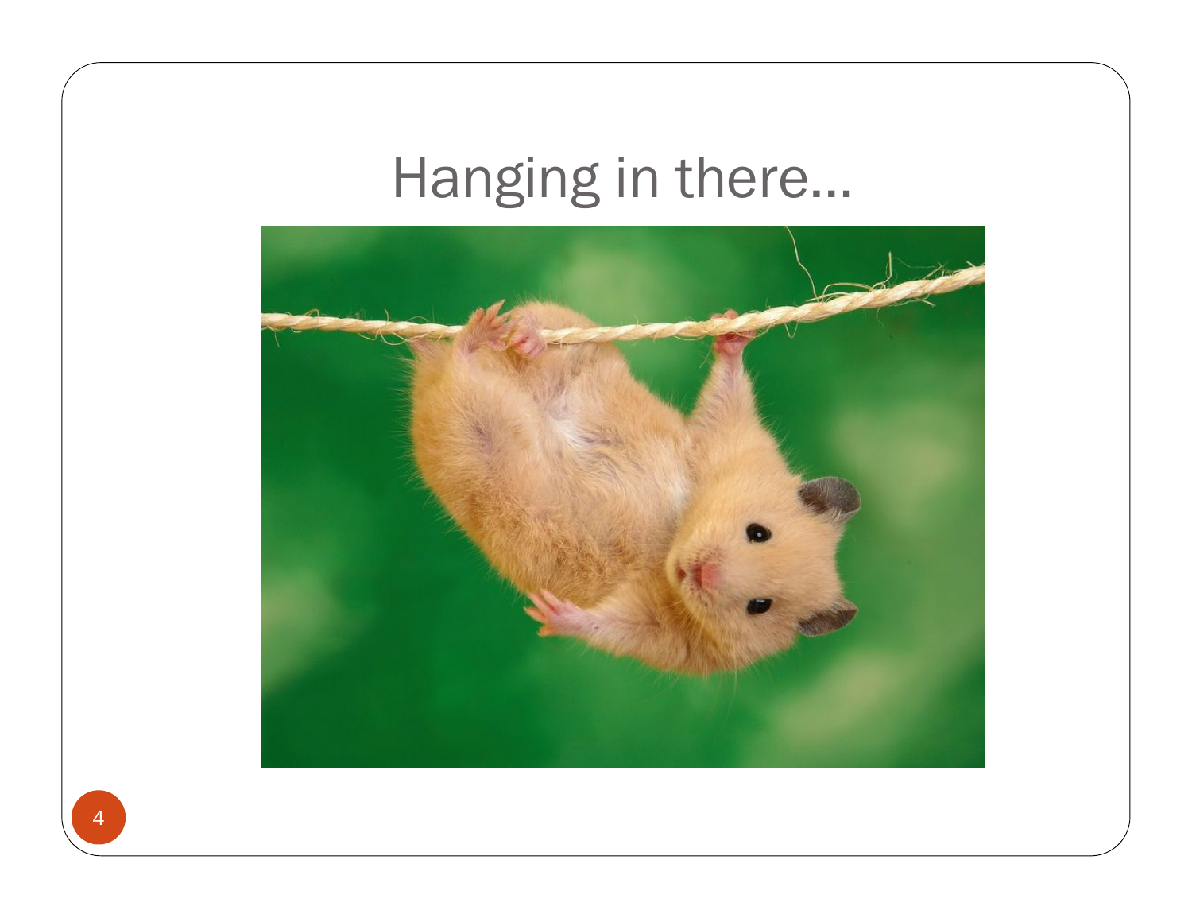# Hanging in there…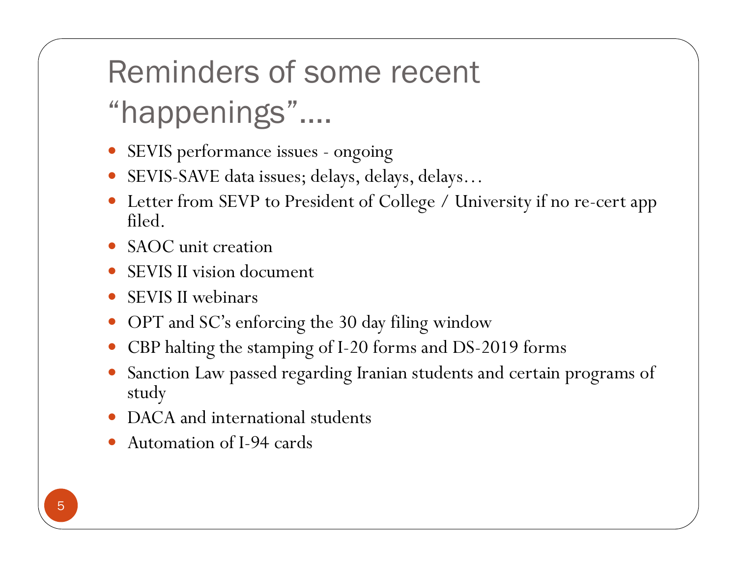# Reminders of some recent "happenings"….

- SEVIS performance issues - ongoing
- SEVIS-SAVE data issues; delays, delays, delays…
- Letter from SEVP to President of College / University if no re-cert app filed.
- SAOC unit creation
- SEVIS II vision document
- SEVIS II webinars
- OPT and SC's enforcing the 30 day filing window
- CBP halting the stamping of I-20 forms and DS-2019 forms
- Sanction Law passed regarding Iranian students and certain programs of study
- DACA and international students
- Automation of I-94 cards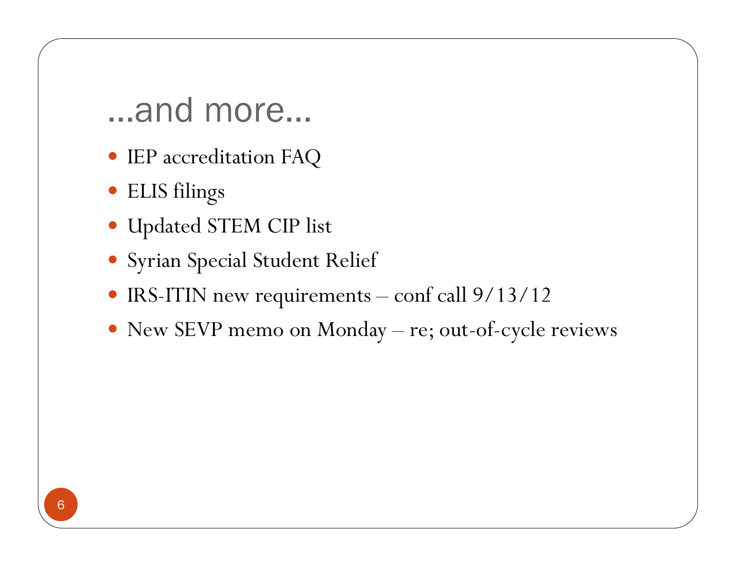# …and more…

- IEP accreditation FAQ
- ELIS filings
- Updated STEM CIP list
- Syrian Special Student Relief
- IRS-ITIN new requirements – conf call 9/13/12
- New SEVP memo on Monday – re; out-of-cycle reviews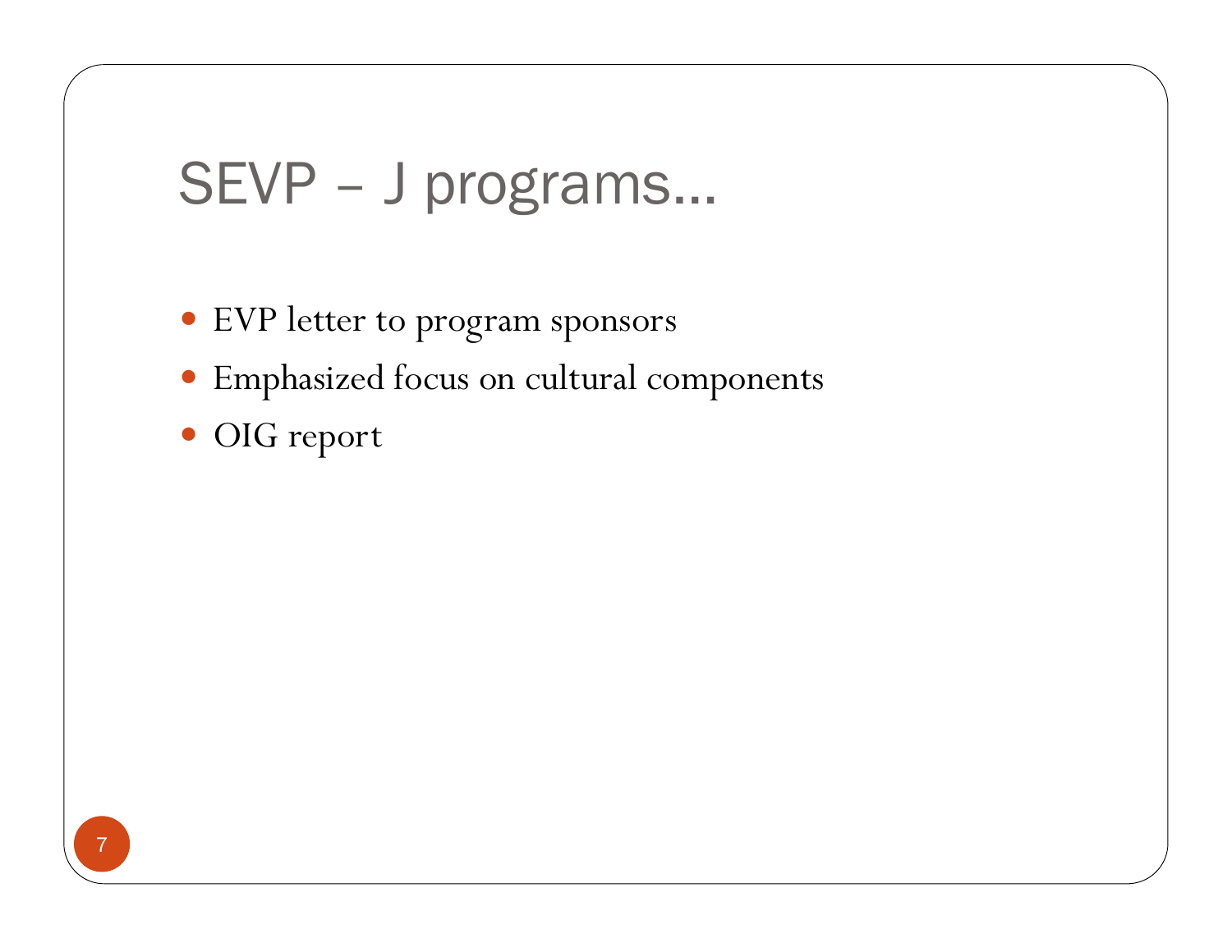# SEVP – J programs…

- EVP letter to program sponsors
- Emphasized focus on cultural components
- OIG report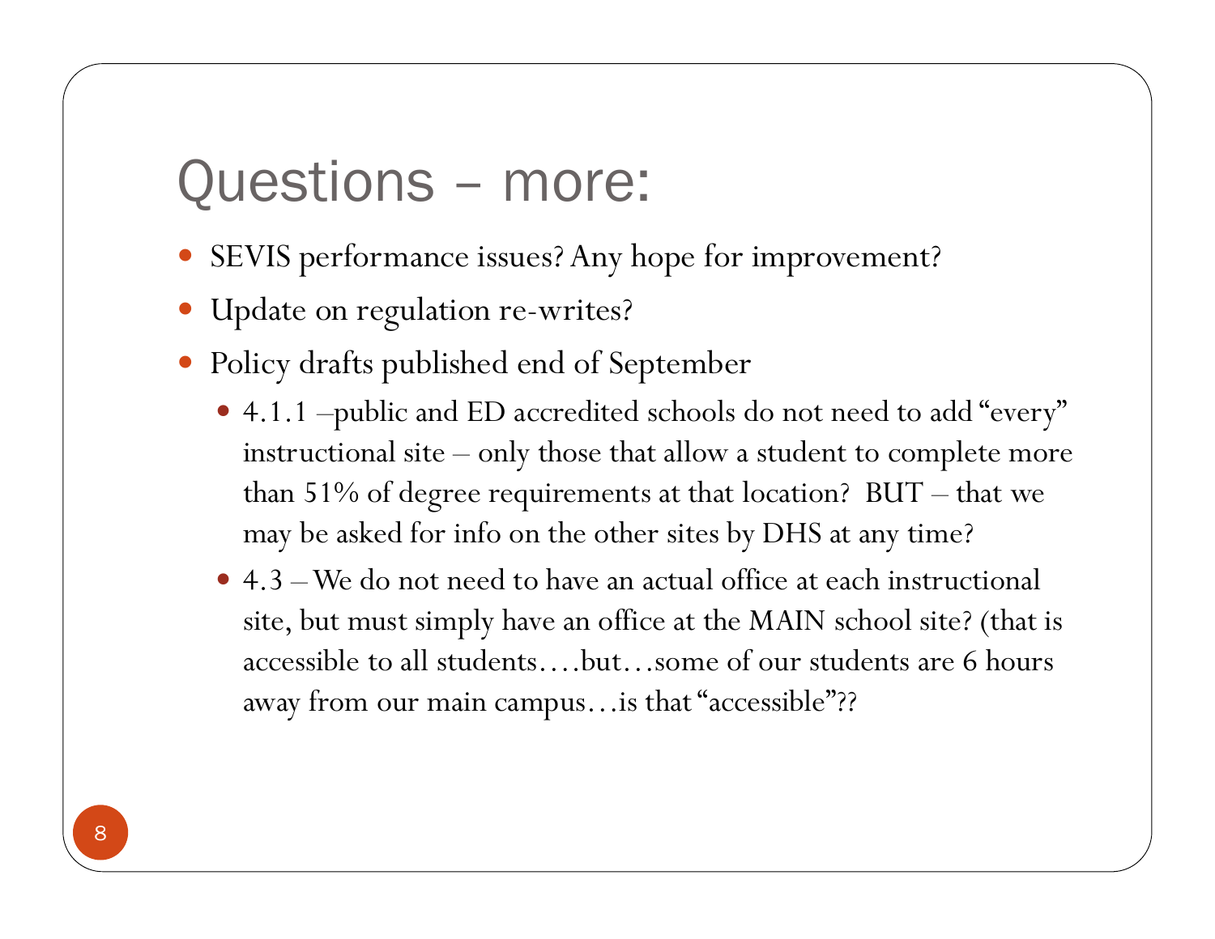# Questions – more:

- SEVIS performance issues? Any hope for improvement?
- Update on regulation re-writes?
- Policy drafts published end of September
  - 4.1.1 –public and ED accredited schools do not need to add "every" instructional site – only those that allow a student to complete more than 51% of degree requirements at that location? BUT – that we may be asked for info on the other sites by DHS at any time?
  - 4.3 – We do not need to have an actual office at each instructional site, but must simply have an office at the MAIN school site? (that is accessible to all students….but…some of our students are 6 hours away from our main campus…is that "accessible"??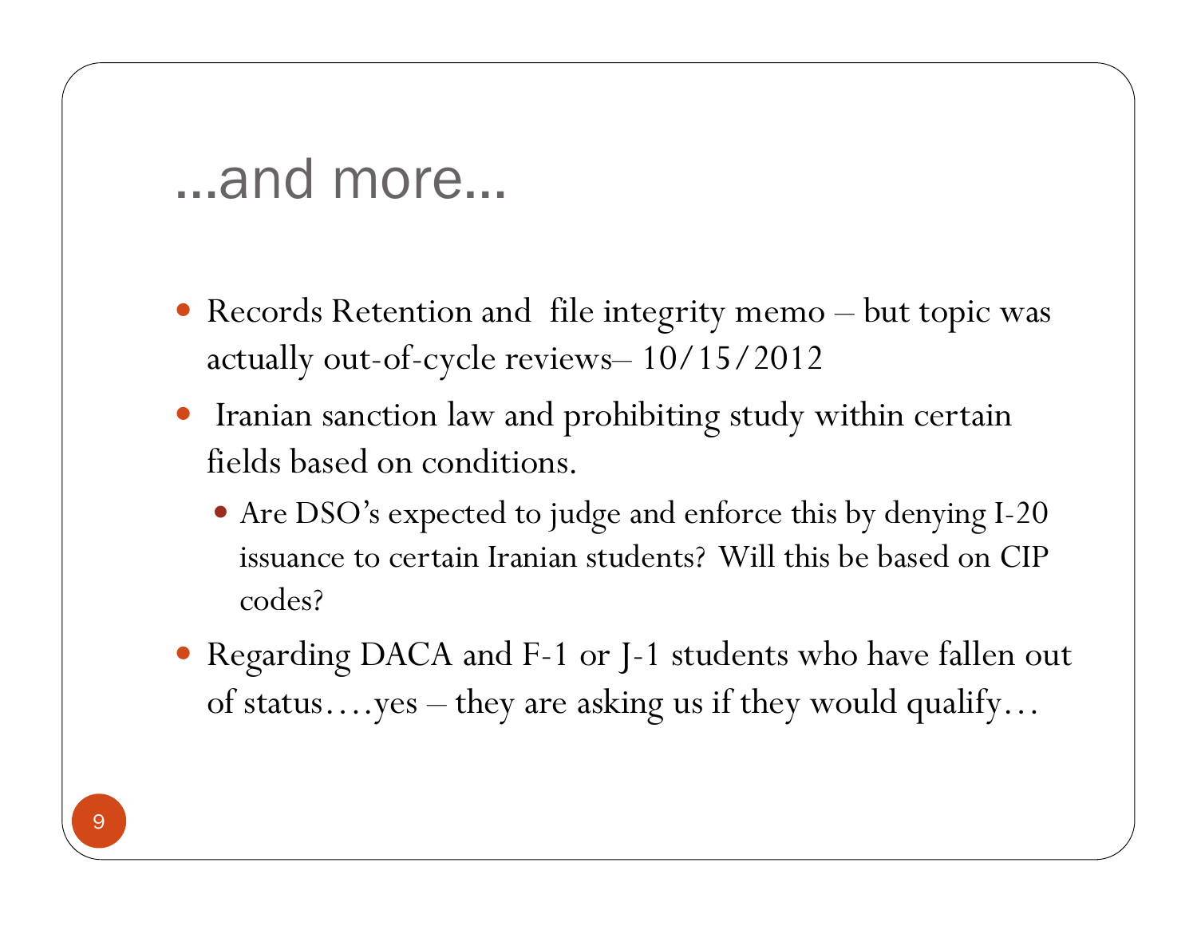# …and more…

- Records Retention and file integrity memo – but topic was actually out-of-cycle reviews– 10/15/2012
- Iranian sanction law and prohibiting study within certain fields based on conditions.
  - Are DSO's expected to judge and enforce this by denying I-20 issuance to certain Iranian students? Will this be based on CIP codes?
- Regarding DACA and F-1 or J-1 students who have fallen out of status….yes – they are asking us if they would qualify…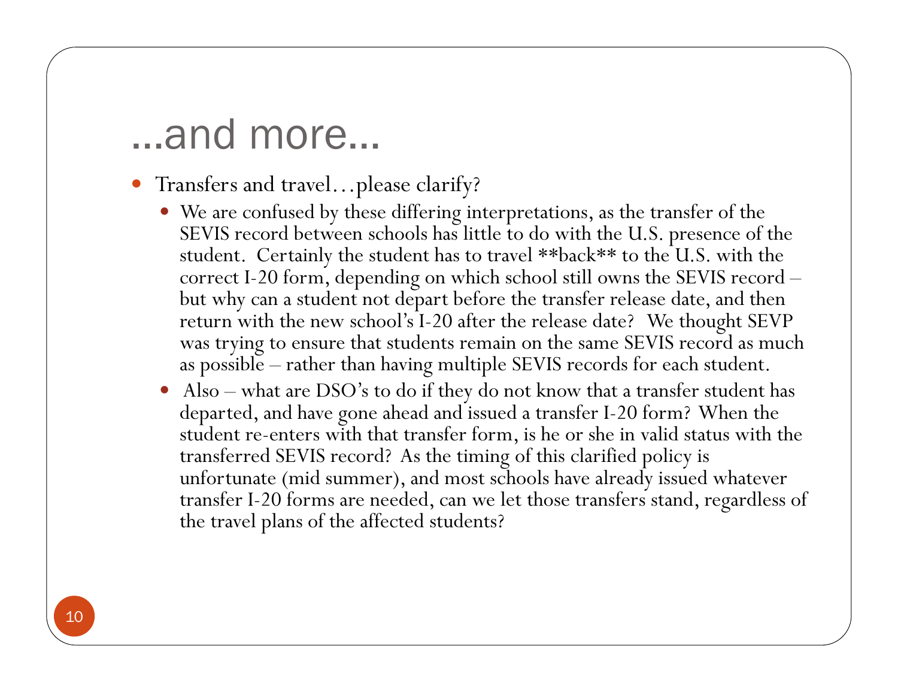# …and more…

- Transfers and travel…please clarify?
  - We are confused by these differing interpretations, as the transfer of the SEVIS record between schools has little to do with the U.S. presence of the student. Certainly the student has to travel **back** to the U.S. with the correct I-20 form, depending on which school still owns the SEVIS record – but why can a student not depart before the transfer release date, and then return with the new school's I-20 after the release date? We thought SEVP was trying to ensure that students remain on the same SEVIS record as much as possible – rather than having multiple SEVIS records for each student.
  - Also – what are DSO's to do if they do not know that a transfer student has departed, and have gone ahead and issued a transfer I-20 form? When the student re-enters with that transfer form, is he or she in valid status with the transferred SEVIS record? As the timing of this clarified policy is unfortunate (mid summer), and most schools have already issued whatever transfer I-20 forms are needed, can we let those transfers stand, regardless of the travel plans of the affected students?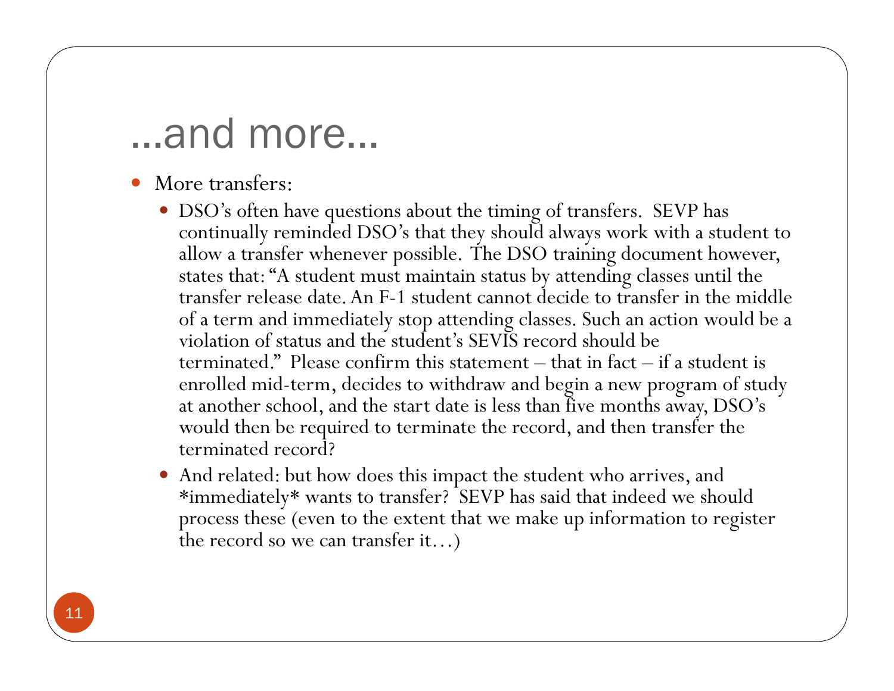# ...and more...

- More transfers:
  - DSO's often have questions about the timing of transfers. SEVP has continually reminded DSO's that they should always work with a student to allow a transfer whenever possible. The DSO training document however, states that: "A student must maintain status by attending classes until the transfer release date. An F-1 student cannot decide to transfer in the middle of a term and immediately stop attending classes. Such an action would be a violation of status and the student's SEVIS record should be terminated." Please confirm this statement – that in fact – if a student is enrolled mid-term, decides to withdraw and begin a new program of study at another school, and the start date is less than five months away, DSO's would then be required to terminate the record, and then transfer the terminated record?
  - And related: but how does this impact the student who arrives, and *immediately* wants to transfer? SEVP has said that indeed we should process these (even to the extent that we make up information to register the record so we can transfer it…)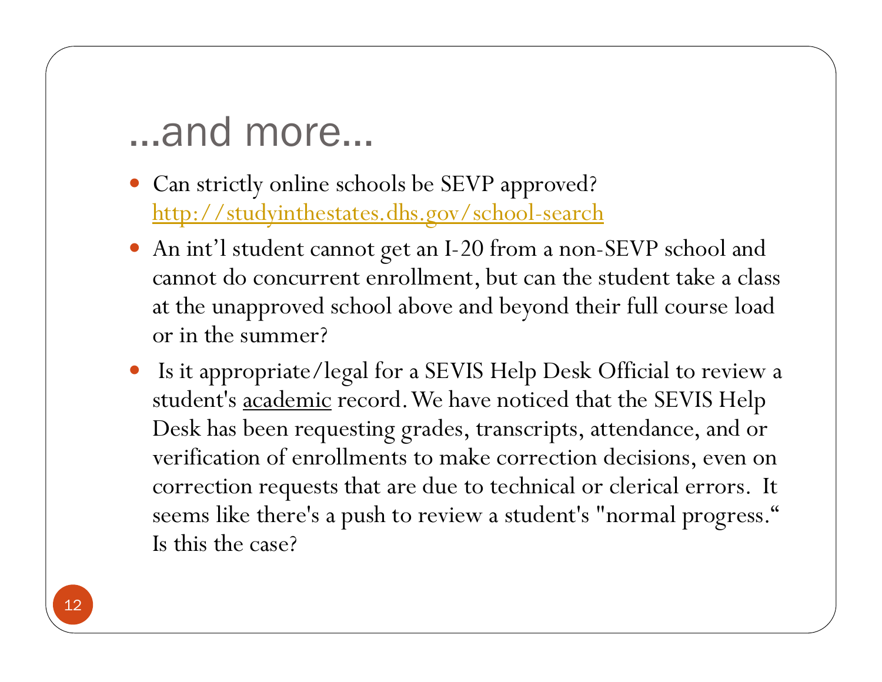# …and more…

- Can strictly online schools be SEVP approved? http://studyinthestates.dhs.gov/school-search
- An int'l student cannot get an I-20 from a non-SEVP school and cannot do concurrent enrollment, but can the student take a class at the unapproved school above and beyond their full course load or in the summer?
- Is it appropriate/legal for a SEVIS Help Desk Official to review a student's <u>academic</u> record. We have noticed that the SEVIS Help Desk has been requesting grades, transcripts, attendance, and or verification of enrollments to make correction decisions, even on correction requests that are due to technical or clerical errors. It seems like there's a push to review a student's "normal progress." Is this the case?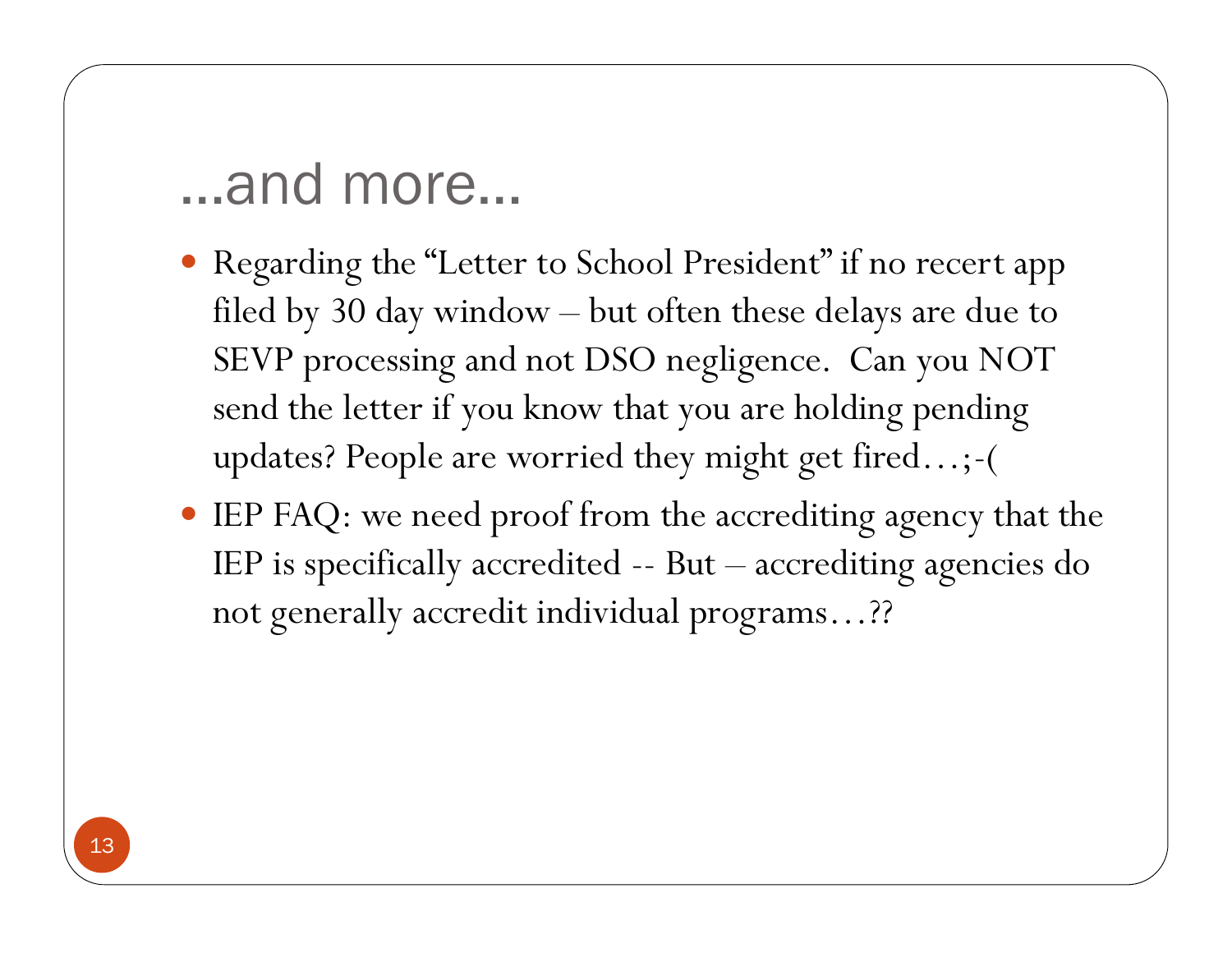# …and more…

- Regarding the "Letter to School President" if no recert app filed by 30 day window – but often these delays are due to SEVP processing and not DSO negligence. Can you NOT send the letter if you know that you are holding pending updates? People are worried they might get fired…;-(
- IEP FAQ: we need proof from the accrediting agency that the IEP is specifically accredited -- But – accrediting agencies do not generally accredit individual programs…??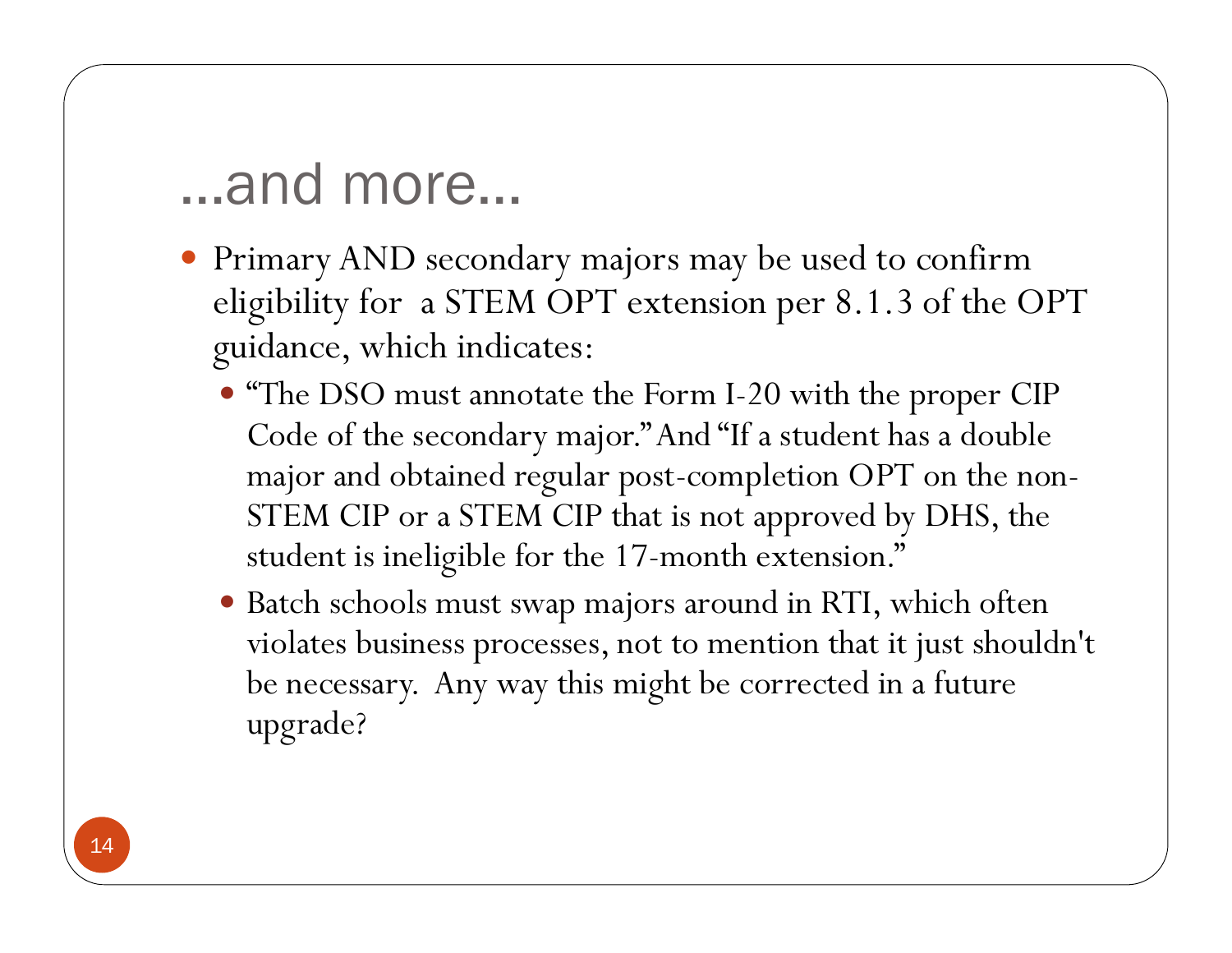# …and more…

- Primary AND secondary majors may be used to confirm eligibility for a STEM OPT extension per 8.1.3 of the OPT guidance, which indicates:
  - "The DSO must annotate the Form I-20 with the proper CIP Code of the secondary major." And "If a student has a double major and obtained regular post-completion OPT on the non-STEM CIP or a STEM CIP that is not approved by DHS, the student is ineligible for the 17-month extension."
  - Batch schools must swap majors around in RTI, which often violates business processes, not to mention that it just shouldn't be necessary. Any way this might be corrected in a future upgrade?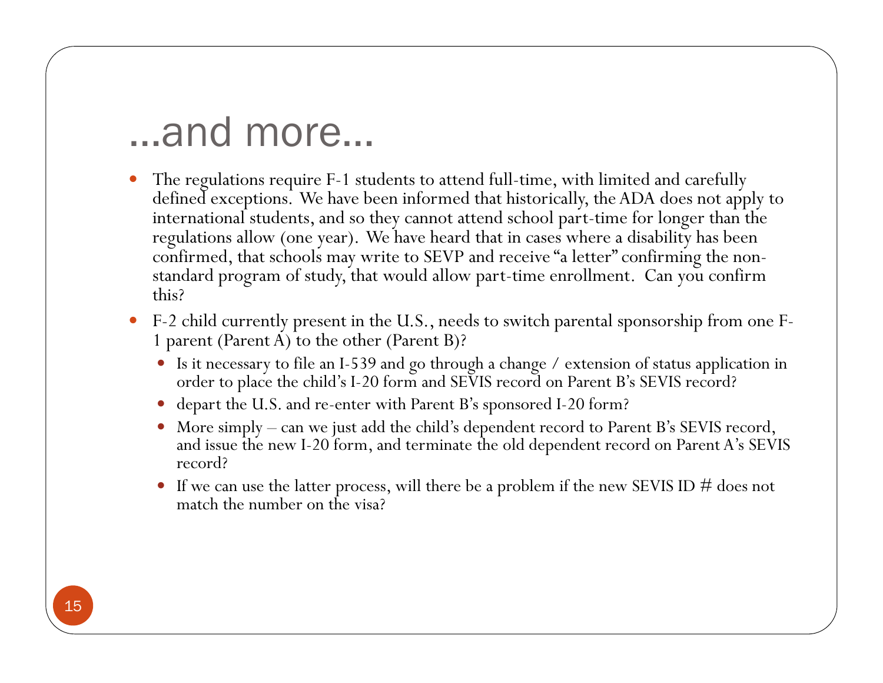# ...and more...

- The regulations require F-1 students to attend full-time, with limited and carefully defined exceptions. We have been informed that historically, the ADA does not apply to international students, and so they cannot attend school part-time for longer than the regulations allow (one year). We have heard that in cases where a disability has been confirmed, that schools may write to SEVP and receive "a letter" confirming the non-standard program of study, that would allow part-time enrollment. Can you confirm this?
- F-2 child currently present in the U.S., needs to switch parental sponsorship from one F-1 parent (Parent A) to the other (Parent B)?
  - Is it necessary to file an I-539 and go through a change / extension of status application in order to place the child's I-20 form and SEVIS record on Parent B's SEVIS record?
  - depart the U.S. and re-enter with Parent B's sponsored I-20 form?
  - More simply – can we just add the child's dependent record to Parent B's SEVIS record, and issue the new I-20 form, and terminate the old dependent record on Parent A's SEVIS record?
  - If we can use the latter process, will there be a problem if the new SEVIS ID # does not match the number on the visa?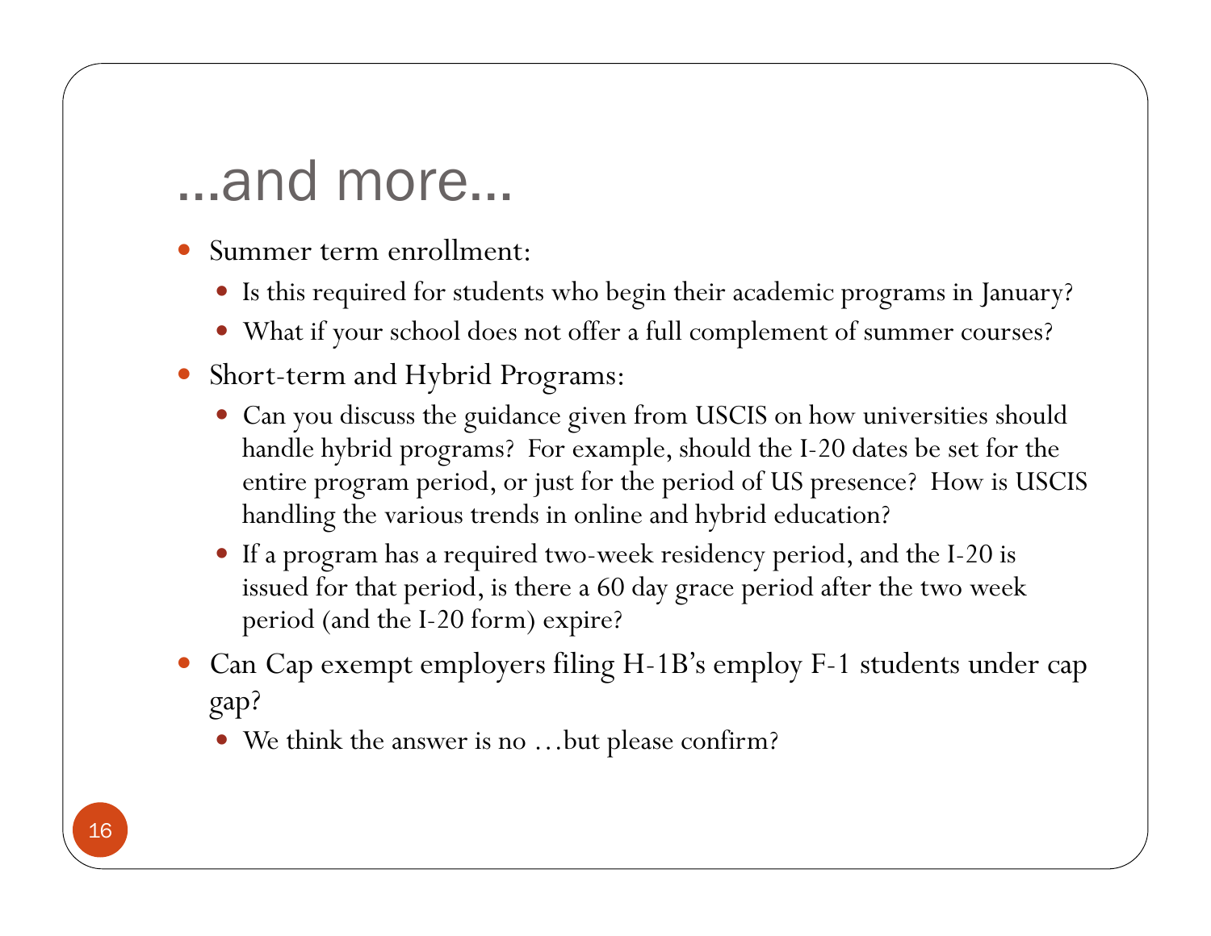# ...and more...

- Summer term enrollment:
  - Is this required for students who begin their academic programs in January?
  - What if your school does not offer a full complement of summer courses?
- Short-term and Hybrid Programs:
  - Can you discuss the guidance given from USCIS on how universities should handle hybrid programs? For example, should the I-20 dates be set for the entire program period, or just for the period of US presence? How is USCIS handling the various trends in online and hybrid education?
  - If a program has a required two-week residency period, and the I-20 is issued for that period, is there a 60 day grace period after the two week period (and the I-20 form) expire?
- Can Cap exempt employers filing H-1B's employ F-1 students under cap gap?
  - We think the answer is no …but please confirm?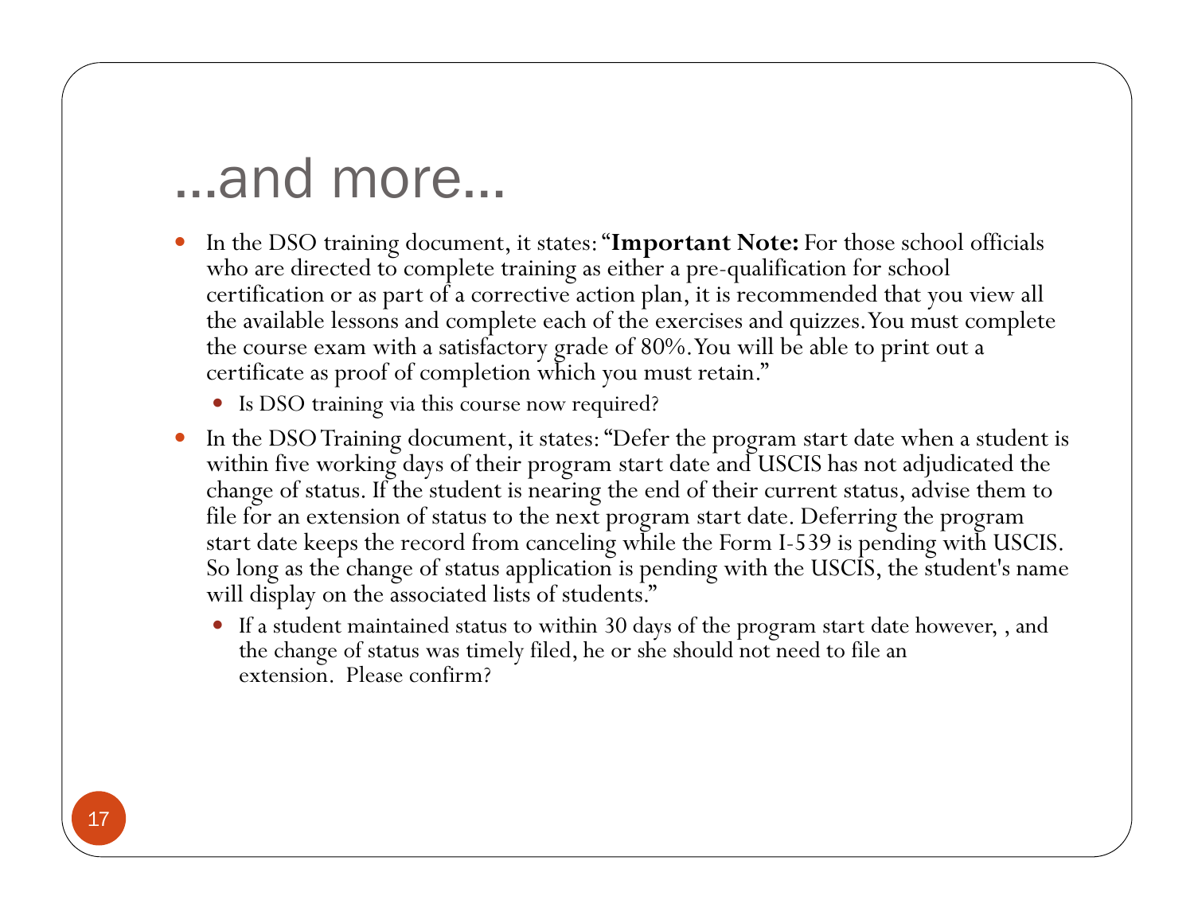# ...and more...

- In the DSO training document, it states: "**Important Note:** For those school officials who are directed to complete training as either a pre-qualification for school certification or as part of a corrective action plan, it is recommended that you view all the available lessons and complete each of the exercises and quizzes. You must complete the course exam with a satisfactory grade of 80%. You will be able to print out a certificate as proof of completion which you must retain."
  - Is DSO training via this course now required?
- In the DSO Training document, it states: "Defer the program start date when a student is within five working days of their program start date and USCIS has not adjudicated the change of status. If the student is nearing the end of their current status, advise them to file for an extension of status to the next program start date. Deferring the program start date keeps the record from canceling while the Form I-539 is pending with USCIS. So long as the change of status application is pending with the USCIS, the student's name will display on the associated lists of students."
  - If a student maintained status to within 30 days of the program start date however, , and the change of status was timely filed, he or she should not need to file an extension. Please confirm?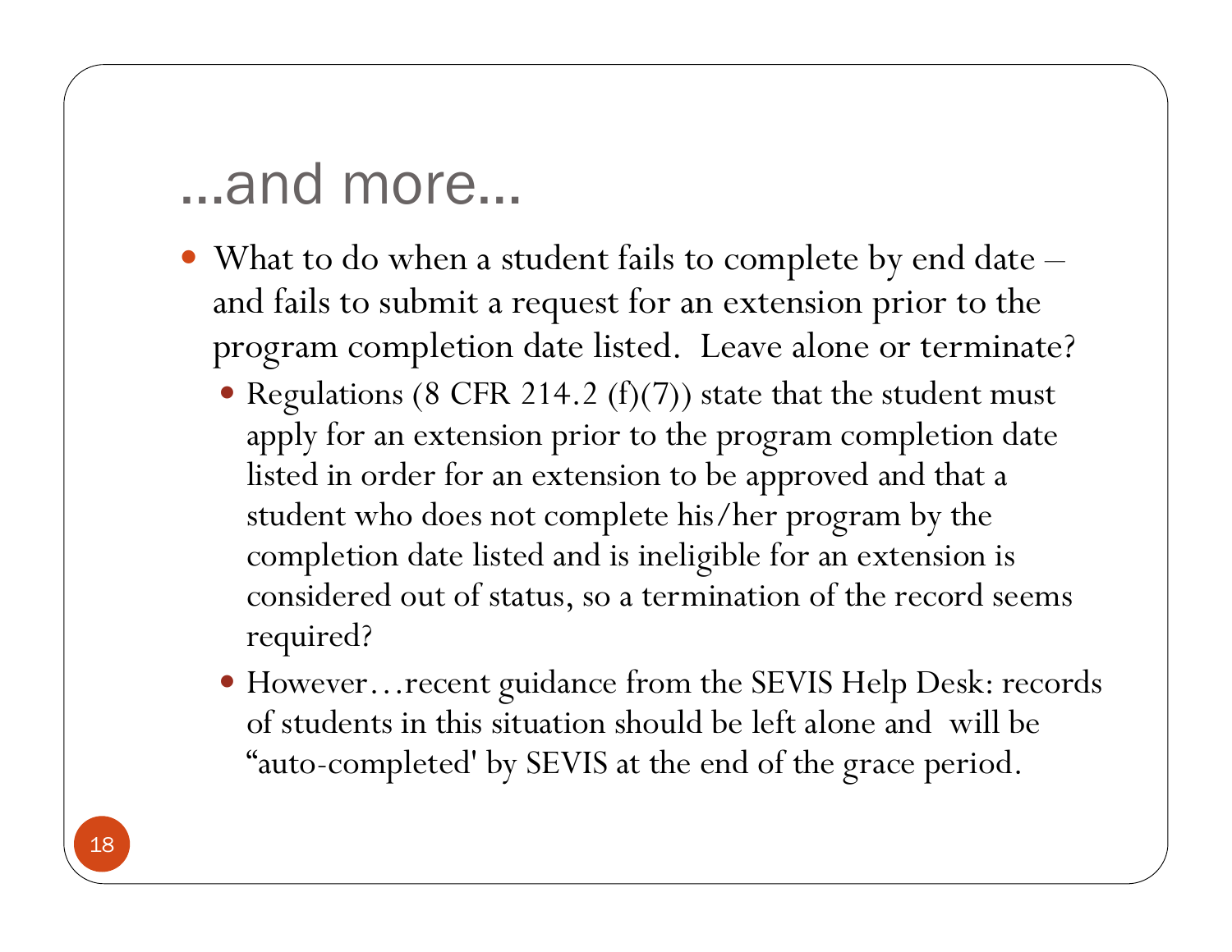# …and more…

- What to do when a student fails to complete by end date – and fails to submit a request for an extension prior to the program completion date listed. Leave alone or terminate?
  - Regulations (8 CFR 214.2 (f)(7)) state that the student must apply for an extension prior to the program completion date listed in order for an extension to be approved and that a student who does not complete his/her program by the completion date listed and is ineligible for an extension is considered out of status, so a termination of the record seems required?
  - However…recent guidance from the SEVIS Help Desk: records of students in this situation should be left alone and will be "auto-completed' by SEVIS at the end of the grace period.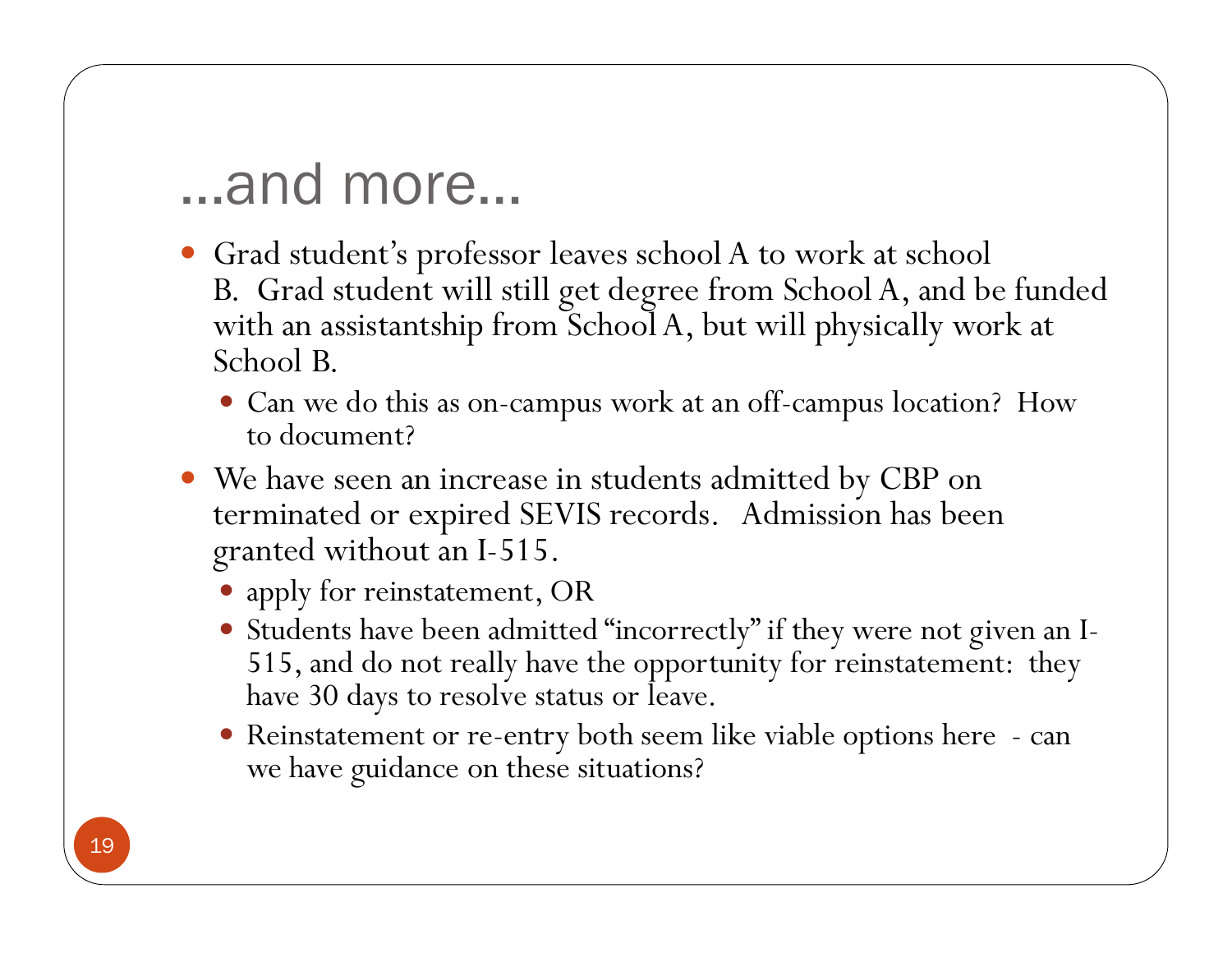# …and more…

- Grad student's professor leaves school A to work at school B. Grad student will still get degree from School A, and be funded with an assistantship from School A, but will physically work at School B.
  - Can we do this as on-campus work at an off-campus location? How to document?
- We have seen an increase in students admitted by CBP on terminated or expired SEVIS records. Admission has been granted without an I-515.
  - apply for reinstatement, OR
  - Students have been admitted "incorrectly" if they were not given an I-515, and do not really have the opportunity for reinstatement: they have 30 days to resolve status or leave.
  - Reinstatement or re-entry both seem like viable options here - can we have guidance on these situations?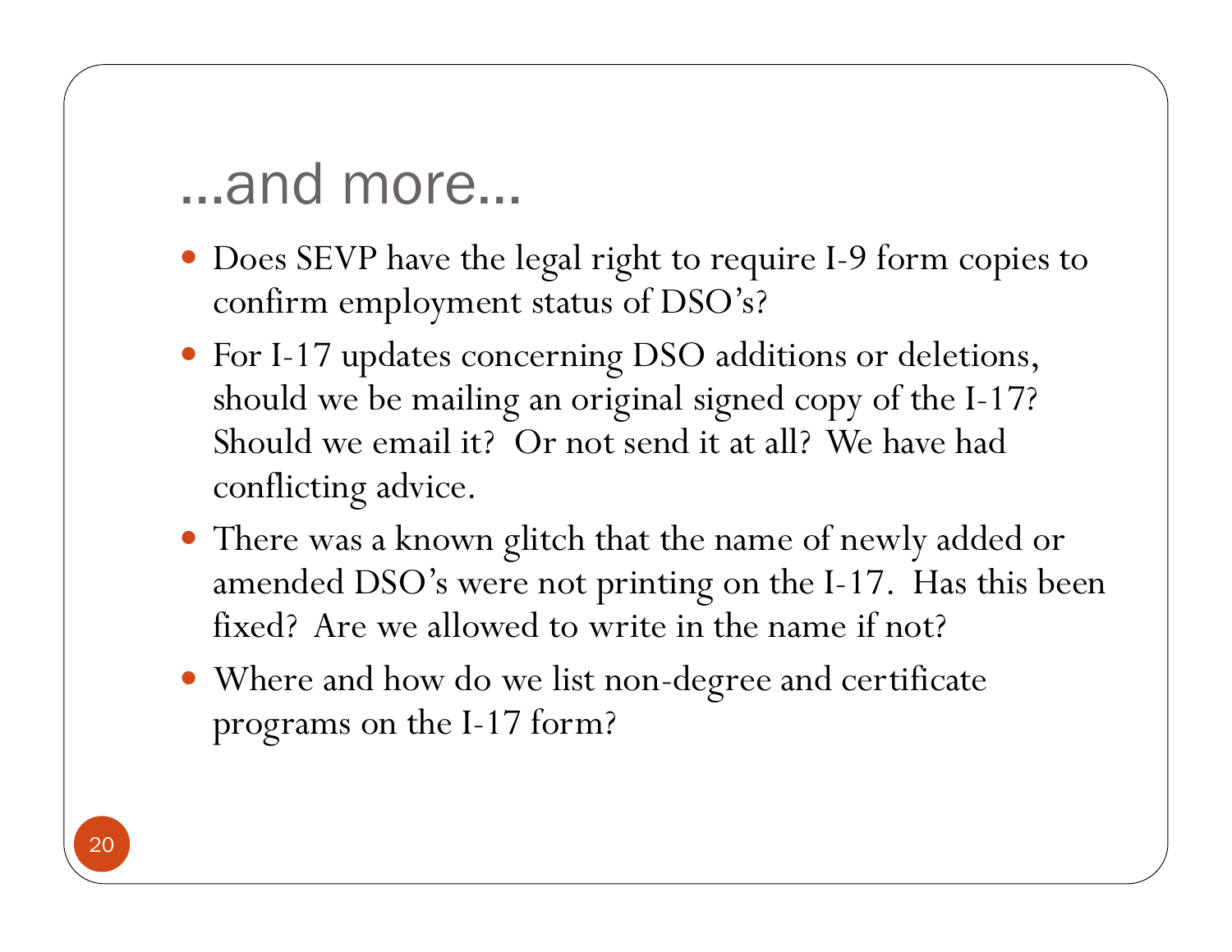# …and more…

- Does SEVP have the legal right to require I-9 form copies to confirm employment status of DSO's?
- For I-17 updates concerning DSO additions or deletions, should we be mailing an original signed copy of the I-17? Should we email it? Or not send it at all? We have had conflicting advice.
- There was a known glitch that the name of newly added or amended DSO's were not printing on the I-17. Has this been fixed? Are we allowed to write in the name if not?
- Where and how do we list non-degree and certificate programs on the I-17 form?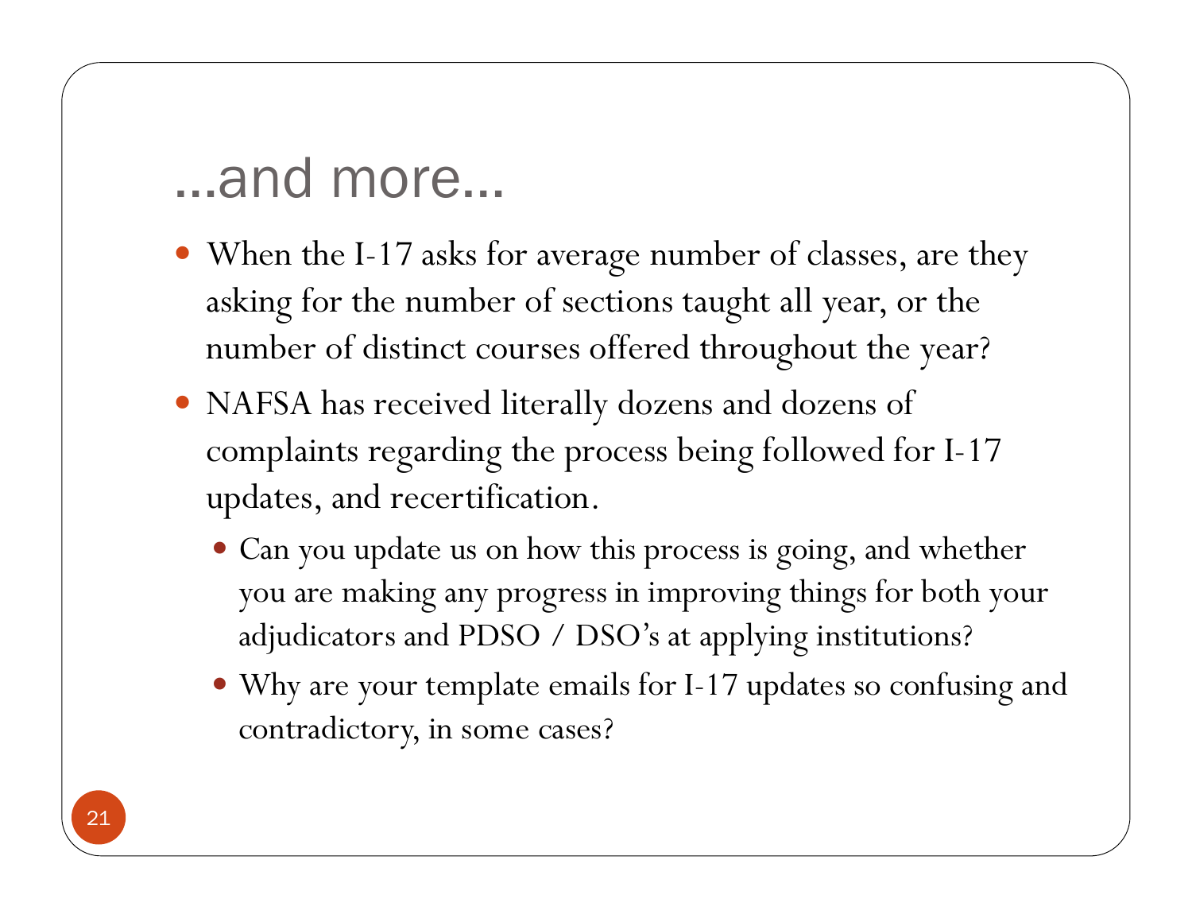# …and more…

- When the I-17 asks for average number of classes, are they asking for the number of sections taught all year, or the number of distinct courses offered throughout the year?
- NAFSA has received literally dozens and dozens of complaints regarding the process being followed for I-17 updates, and recertification.
  - Can you update us on how this process is going, and whether you are making any progress in improving things for both your adjudicators and PDSO / DSO's at applying institutions?
  - Why are your template emails for I-17 updates so confusing and contradictory, in some cases?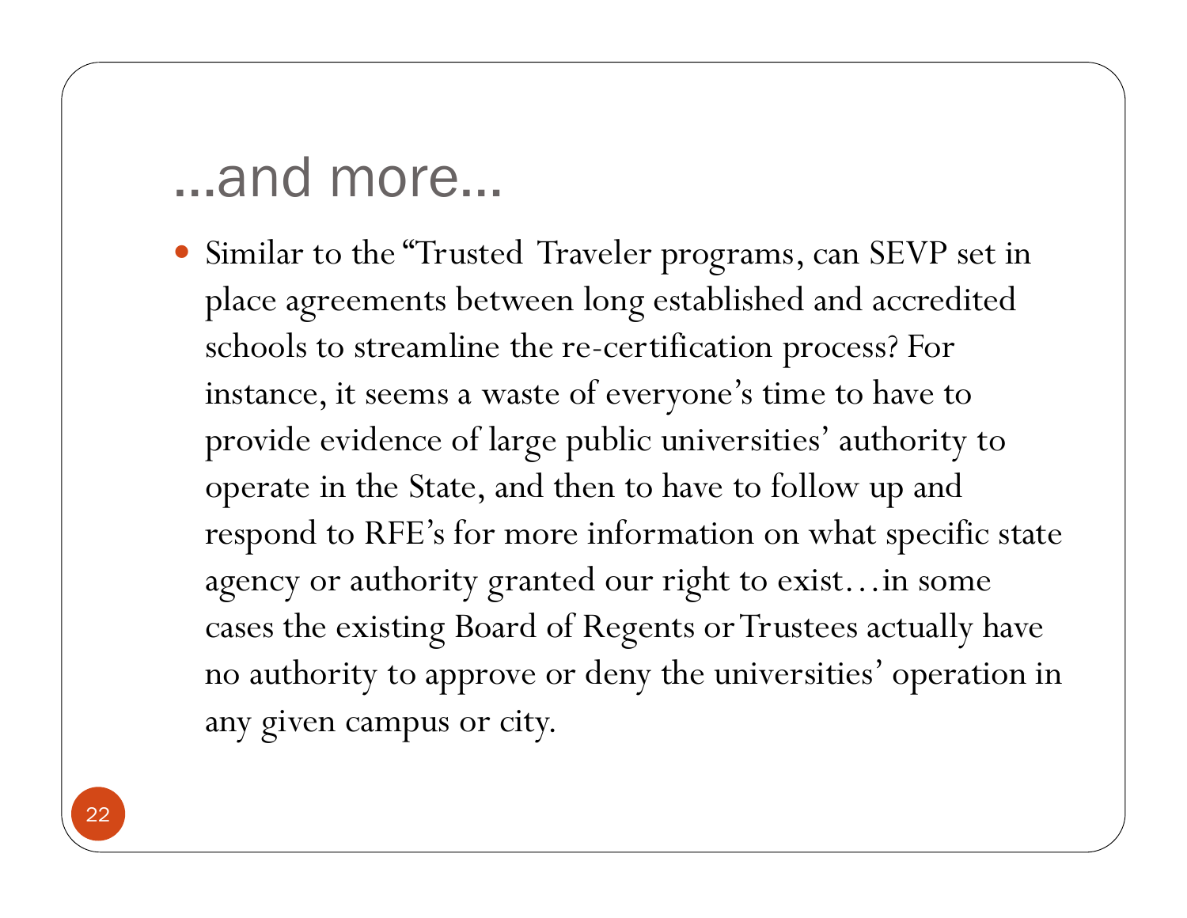# …and more…

- Similar to the "Trusted Traveler programs, can SEVP set in place agreements between long established and accredited schools to streamline the re-certification process? For instance, it seems a waste of everyone's time to have to provide evidence of large public universities' authority to operate in the State, and then to have to follow up and respond to RFE's for more information on what specific state agency or authority granted our right to exist…in some cases the existing Board of Regents or Trustees actually have no authority to approve or deny the universities' operation in any given campus or city.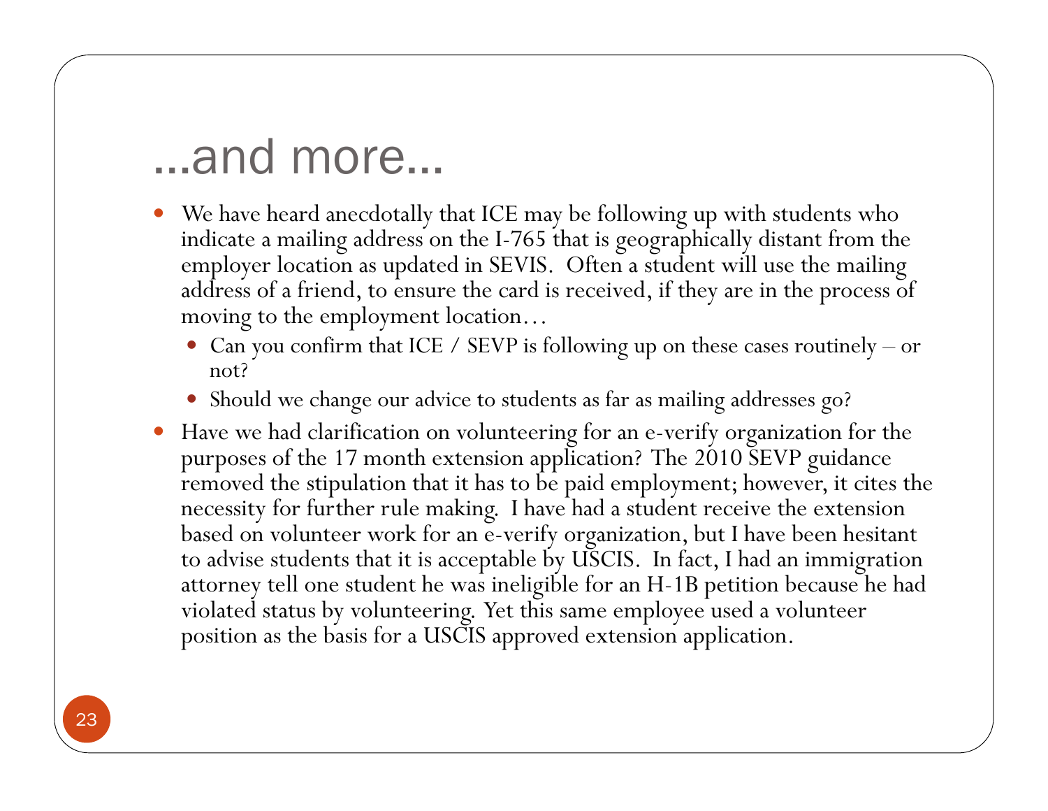# …and more…

- We have heard anecdotally that ICE may be following up with students who indicate a mailing address on the I-765 that is geographically distant from the employer location as updated in SEVIS. Often a student will use the mailing address of a friend, to ensure the card is received, if they are in the process of moving to the employment location…
  - Can you confirm that ICE / SEVP is following up on these cases routinely – or not?
  - Should we change our advice to students as far as mailing addresses go?
- Have we had clarification on volunteering for an e-verify organization for the purposes of the 17 month extension application? The 2010 SEVP guidance removed the stipulation that it has to be paid employment; however, it cites the necessity for further rule making. I have had a student receive the extension based on volunteer work for an e-verify organization, but I have been hesitant to advise students that it is acceptable by USCIS. In fact, I had an immigration attorney tell one student he was ineligible for an H-1B petition because he had violated status by volunteering. Yet this same employee used a volunteer position as the basis for a USCIS approved extension application.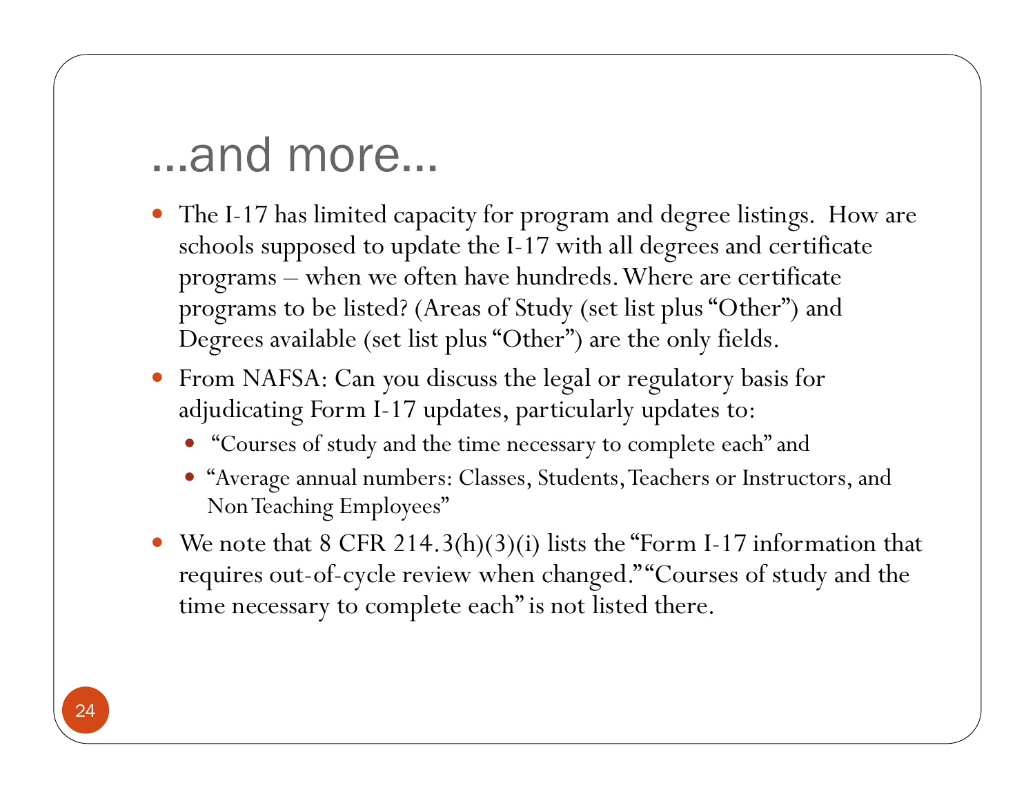# …and more…

- The I-17 has limited capacity for program and degree listings. How are schools supposed to update the I-17 with all degrees and certificate programs – when we often have hundreds. Where are certificate programs to be listed? (Areas of Study (set list plus "Other") and Degrees available (set list plus "Other") are the only fields.
- From NAFSA: Can you discuss the legal or regulatory basis for adjudicating Form I-17 updates, particularly updates to:
  - "Courses of study and the time necessary to complete each" and
  - "Average annual numbers: Classes, Students, Teachers or Instructors, and Non Teaching Employees"
- We note that 8 CFR 214.3(h)(3)(i) lists the "Form I-17 information that requires out-of-cycle review when changed." "Courses of study and the time necessary to complete each" is not listed there.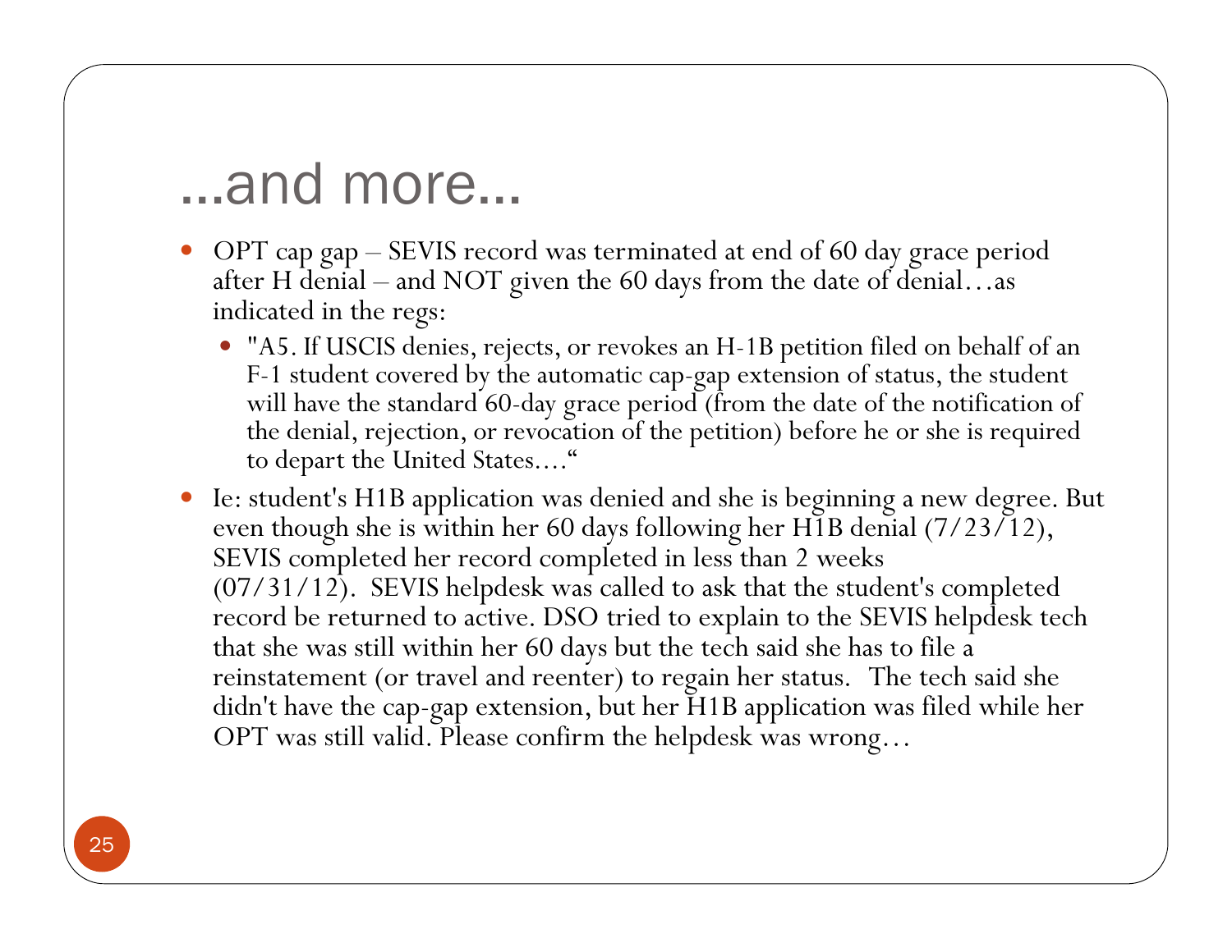# ...and more...

- OPT cap gap – SEVIS record was terminated at end of 60 day grace period after H denial – and NOT given the 60 days from the date of denial…as indicated in the regs:
  - "A5. If USCIS denies, rejects, or revokes an H-1B petition filed on behalf of an F-1 student covered by the automatic cap-gap extension of status, the student will have the standard 60-day grace period (from the date of the notification of the denial, rejection, or revocation of the petition) before he or she is required to depart the United States.…"
- Ie: student's H1B application was denied and she is beginning a new degree. But even though she is within her 60 days following her H1B denial (7/23/12), SEVIS completed her record completed in less than 2 weeks (07/31/12). SEVIS helpdesk was called to ask that the student's completed record be returned to active. DSO tried to explain to the SEVIS helpdesk tech that she was still within her 60 days but the tech said she has to file a reinstatement (or travel and reenter) to regain her status. The tech said she didn't have the cap-gap extension, but her H1B application was filed while her OPT was still valid. Please confirm the helpdesk was wrong…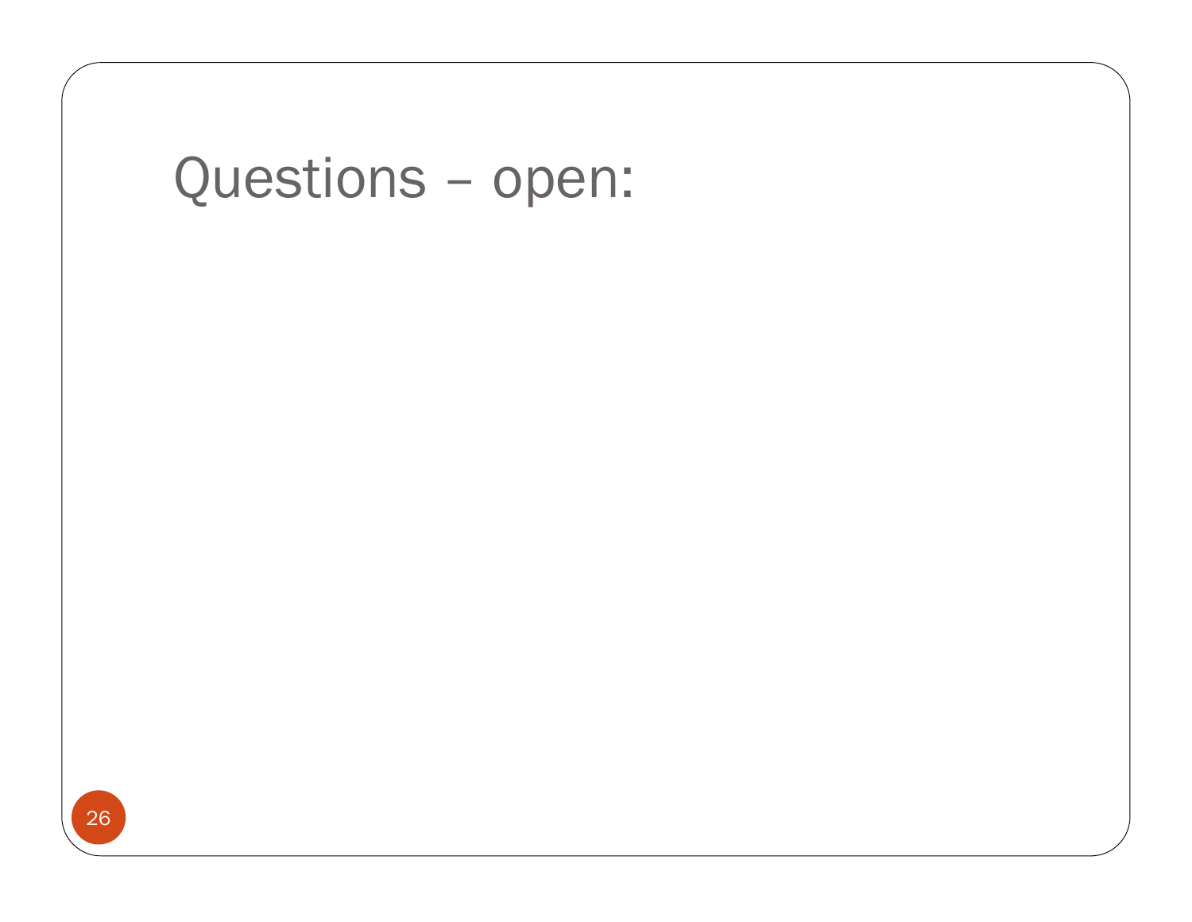# Questions – open: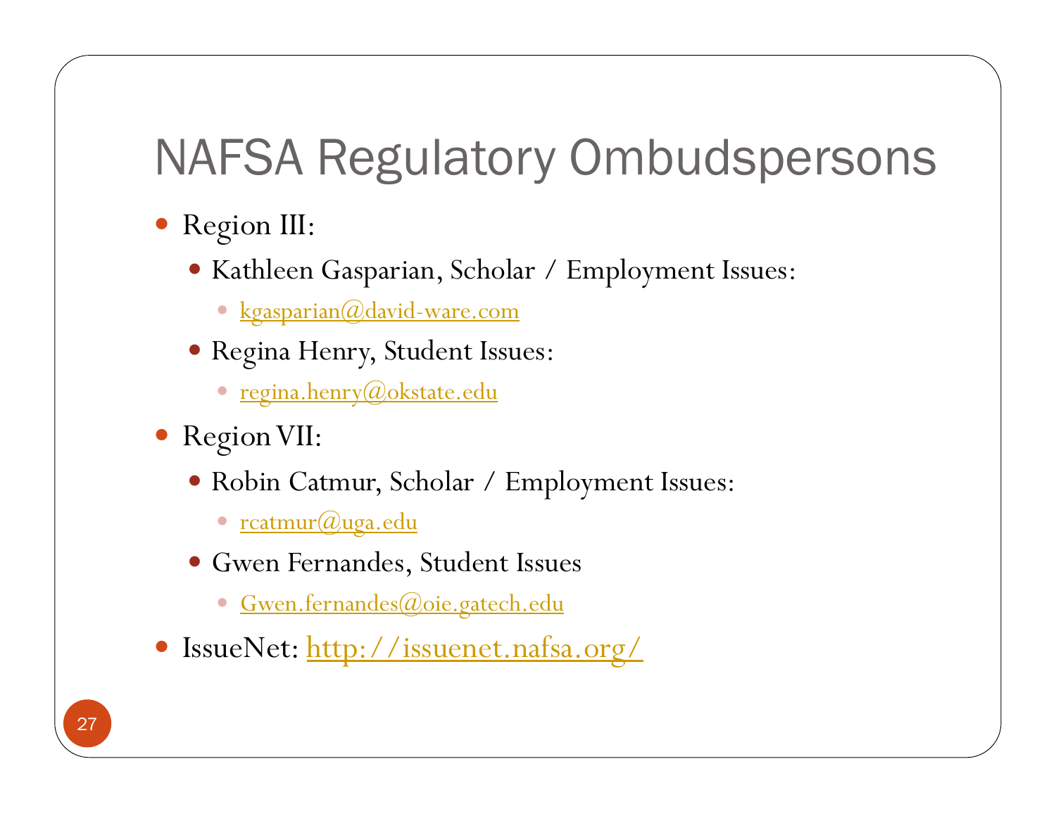# NAFSA Regulatory Ombudspersons

- Region III:
  - Kathleen Gasparian, Scholar / Employment Issues:
    - kgasparian@david-ware.com
  - Regina Henry, Student Issues:
    - regina.henry@okstate.edu
- Region VII:
  - Robin Catmur, Scholar / Employment Issues:
    - rcatmur@uga.edu
  - Gwen Fernandes, Student Issues
    - Gwen.fernandes@oie.gatech.edu
- IssueNet: http://issuenet.nafsa.org/